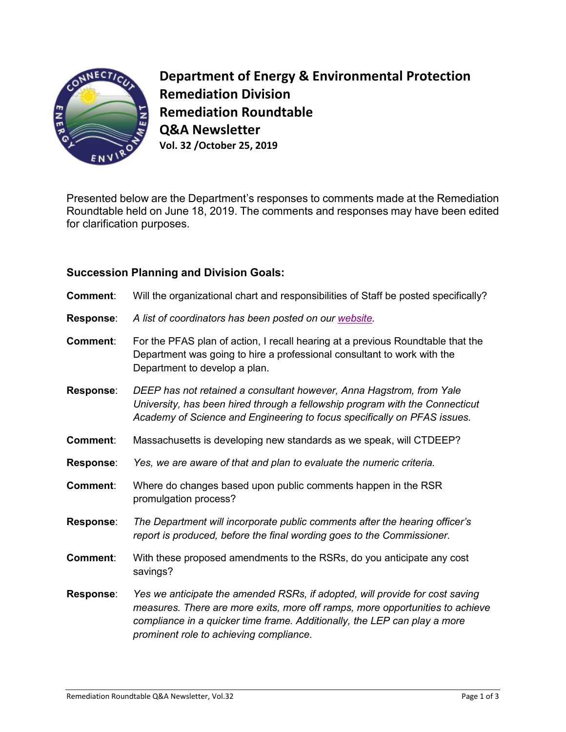# Department of Energy & Environmental Protection
## Remediation Division
## Remediation Roundtable
## Q&A Newsletter
**Vol. 32 /October 25, 2019**

Presented below are the Department's responses to comments made at the Remediation Roundtable held on June 18, 2019. The comments and responses may have been edited for clarification purposes.

### Succession Planning and Division Goals:

**Comment**: Will the organizational chart and responsibilities of Staff be posted specifically?

**Response**: *A list of coordinators has been posted on our website.*

**Comment**: For the PFAS plan of action, I recall hearing at a previous Roundtable that the Department was going to hire a professional consultant to work with the Department to develop a plan.

**Response**: *DEEP has not retained a consultant however, Anna Hagstrom, from Yale University, has been hired through a fellowship program with the Connecticut Academy of Science and Engineering to focus specifically on PFAS issues.*

**Comment**: Massachusetts is developing new standards as we speak, will CTDEEP?

**Response**: *Yes, we are aware of that and plan to evaluate the numeric criteria.*

**Comment**: Where do changes based upon public comments happen in the RSR promulgation process?

**Response**: *The Department will incorporate public comments after the hearing officer's report is produced, before the final wording goes to the Commissioner.*

**Comment**: With these proposed amendments to the RSRs, do you anticipate any cost savings?

**Response**: *Yes we anticipate the amended RSRs, if adopted, will provide for cost saving measures. There are more exits, more off ramps, more opportunities to achieve compliance in a quicker time frame. Additionally, the LEP can play a more prominent role to achieving compliance.*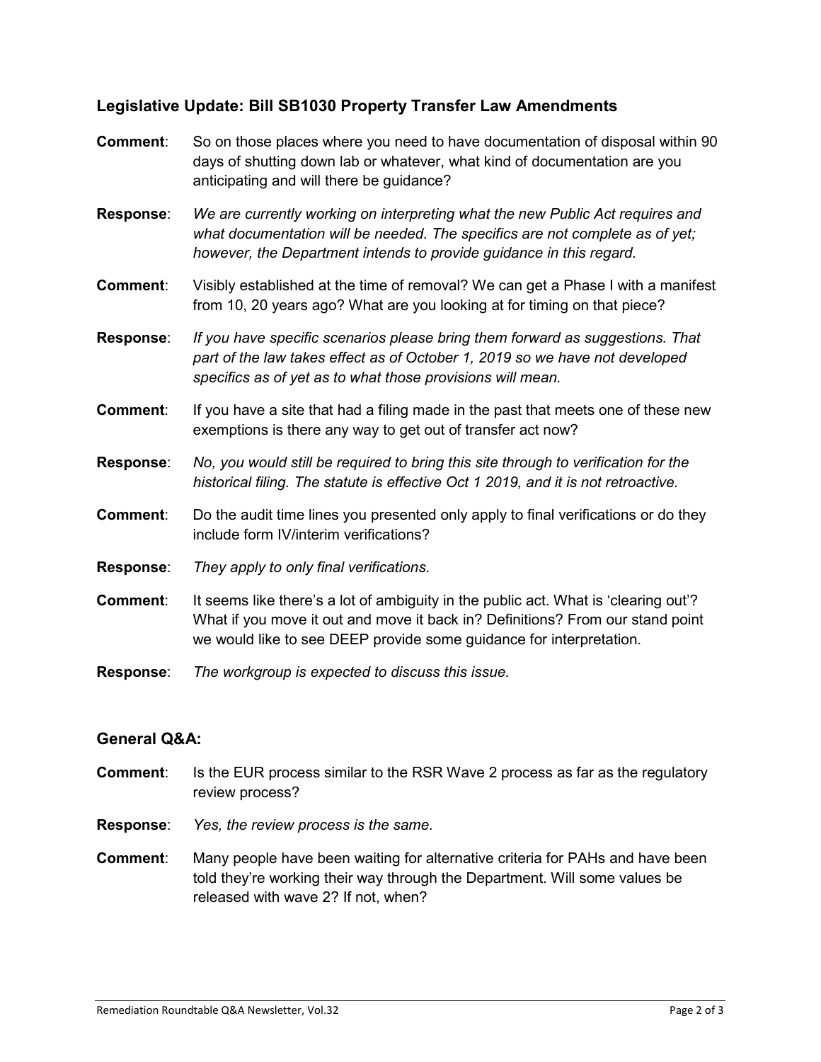### Legislative Update: Bill SB1030 Property Transfer Law Amendments

**Comment**: So on those places where you need to have documentation of disposal within 90 days of shutting down lab or whatever, what kind of documentation are you anticipating and will there be guidance?

**Response**: *We are currently working on interpreting what the new Public Act requires and what documentation will be needed. The specifics are not complete as of yet; however, the Department intends to provide guidance in this regard.*

**Comment**: Visibly established at the time of removal? We can get a Phase I with a manifest from 10, 20 years ago? What are you looking at for timing on that piece?

**Response**: *If you have specific scenarios please bring them forward as suggestions. That part of the law takes effect as of October 1, 2019 so we have not developed specifics as of yet as to what those provisions will mean.*

**Comment**: If you have a site that had a filing made in the past that meets one of these new exemptions is there any way to get out of transfer act now?

**Response**: *No, you would still be required to bring this site through to verification for the historical filing. The statute is effective Oct 1 2019, and it is not retroactive.*

**Comment**: Do the audit time lines you presented only apply to final verifications or do they include form IV/interim verifications?

**Response**: *They apply to only final verifications.*

**Comment**: It seems like there's a lot of ambiguity in the public act. What is 'clearing out'? What if you move it out and move it back in? Definitions? From our stand point we would like to see DEEP provide some guidance for interpretation.

**Response**: *The workgroup is expected to discuss this issue.*

### General Q&A:

**Comment**: Is the EUR process similar to the RSR Wave 2 process as far as the regulatory review process?

**Response**: *Yes, the review process is the same.*

**Comment**: Many people have been waiting for alternative criteria for PAHs and have been told they're working their way through the Department. Will some values be released with wave 2? If not, when?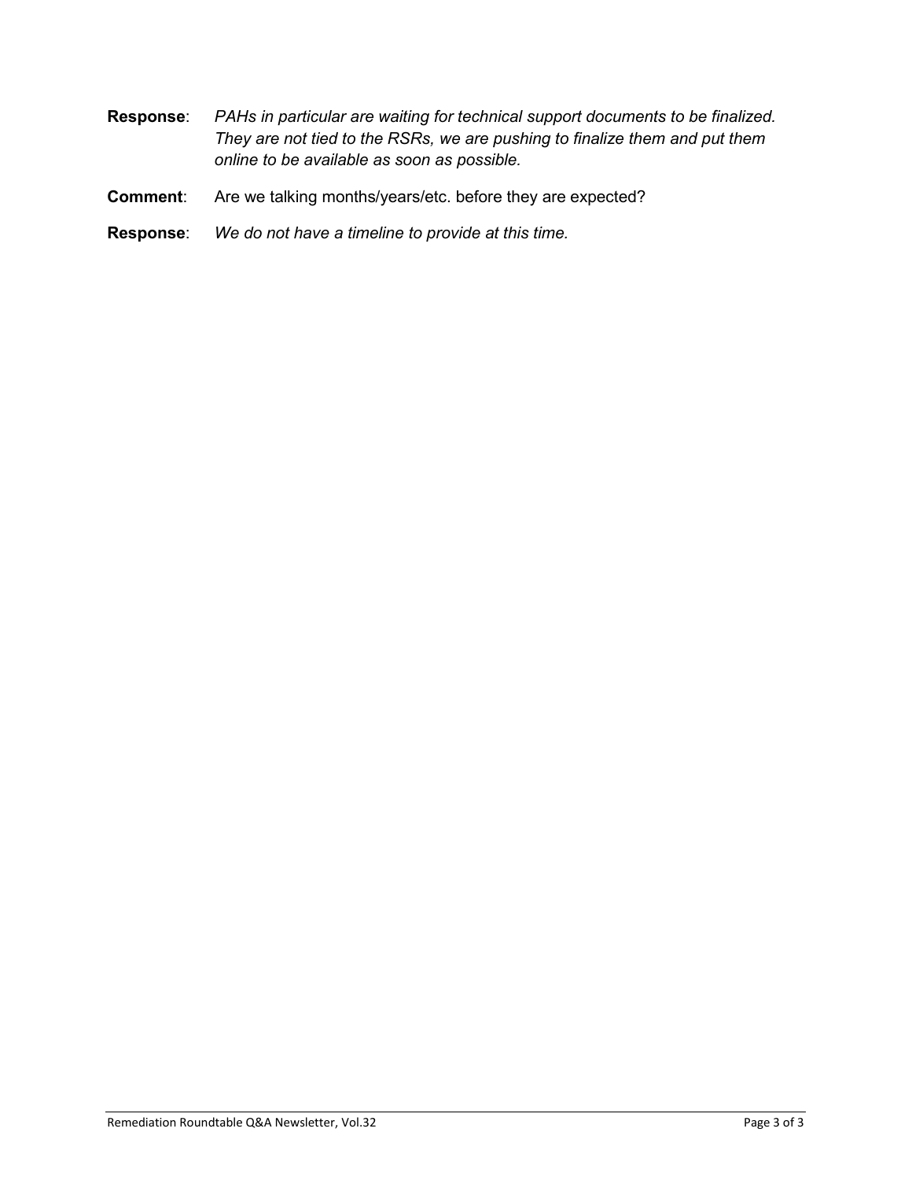**Response**: *PAHs in particular are waiting for technical support documents to be finalized. They are not tied to the RSRs, we are pushing to finalize them and put them online to be available as soon as possible.*

**Comment**: Are we talking months/years/etc. before they are expected?

**Response**: *We do not have a timeline to provide at this time.*